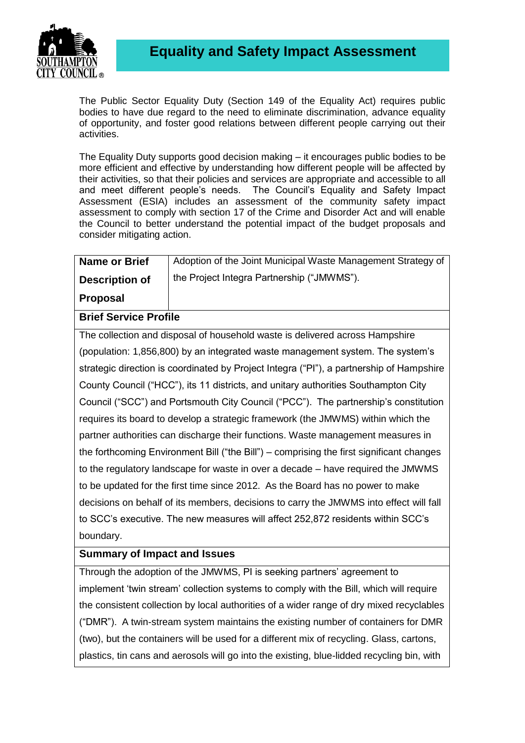# Equality and Safety Impact Assessment

The Public Sector Equality Duty (Section 149 of the Equality Act) requires public bodies to have due regard to the need to eliminate discrimination, advance equality of opportunity, and foster good relations between different people carrying out their activities.

The Equality Duty supports good decision making – it encourages public bodies to be more efficient and effective by understanding how different people will be affected by their activities, so that their policies and services are appropriate and accessible to all and meet different people's needs. The Council's Equality and Safety Impact Assessment (ESIA) includes an assessment of the community safety impact assessment to comply with section 17 of the Crime and Disorder Act and will enable the Council to better understand the potential impact of the budget proposals and consider mitigating action.

| **Name or Brief Description of Proposal** | Adoption of the Joint Municipal Waste Management Strategy of the Project Integra Partnership ("JMWMS"). |
|---|---|

**Brief Service Profile**

The collection and disposal of household waste is delivered across Hampshire (population: 1,856,800) by an integrated waste management system. The system's strategic direction is coordinated by Project Integra ("PI"), a partnership of Hampshire County Council ("HCC"), its 11 districts, and unitary authorities Southampton City Council ("SCC") and Portsmouth City Council ("PCC"). The partnership's constitution requires its board to develop a strategic framework (the JMWMS) within which the partner authorities can discharge their functions. Waste management measures in the forthcoming Environment Bill ("the Bill") – comprising the first significant changes to the regulatory landscape for waste in over a decade – have required the JMWMS to be updated for the first time since 2012. As the Board has no power to make decisions on behalf of its members, decisions to carry the JMWMS into effect will fall to SCC's executive. The new measures will affect 252,872 residents within SCC's boundary.

**Summary of Impact and Issues**

Through the adoption of the JMWMS, PI is seeking partners' agreement to implement 'twin stream' collection systems to comply with the Bill, which will require the consistent collection by local authorities of a wider range of dry mixed recyclables ("DMR"). A twin-stream system maintains the existing number of containers for DMR (two), but the containers will be used for a different mix of recycling. Glass, cartons, plastics, tin cans and aerosols will go into the existing, blue-lidded recycling bin, with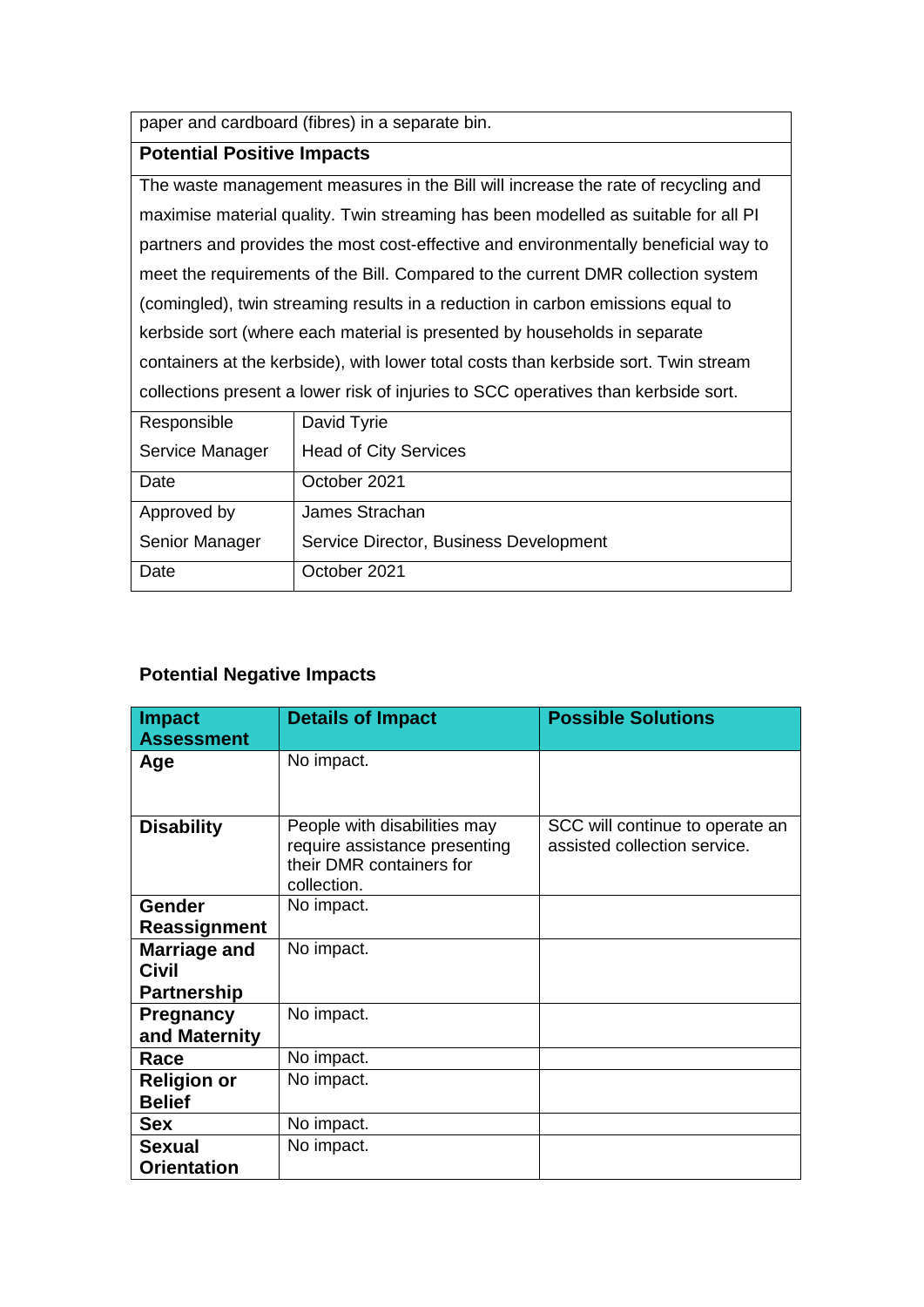| paper and cardboard (fibres) in a separate bin. | |
|---|---|
| **Potential Positive Impacts** | |
| The waste management measures in the Bill will increase the rate of recycling and maximise material quality. Twin streaming has been modelled as suitable for all PI partners and provides the most cost-effective and environmentally beneficial way to meet the requirements of the Bill. Compared to the current DMR collection system (comingled), twin streaming results in a reduction in carbon emissions equal to kerbside sort (where each material is presented by households in separate containers at the kerbside), with lower total costs than kerbside sort. Twin stream collections present a lower risk of injuries to SCC operatives than kerbside sort. | |
| Responsible Service Manager | David Tyrie Head of City Services |
| Date | October 2021 |
| Approved by Senior Manager | James Strachan Service Director, Business Development |
| Date | October 2021 |

**Potential Negative Impacts**

| Impact Assessment | Details of Impact | Possible Solutions |
|---|---|---|
| **Age** | No impact. | |
| **Disability** | People with disabilities may require assistance presenting their DMR containers for collection. | SCC will continue to operate an assisted collection service. |
| **Gender Reassignment** | No impact. | |
| **Marriage and Civil Partnership** | No impact. | |
| **Pregnancy and Maternity** | No impact. | |
| **Race** | No impact. | |
| **Religion or Belief** | No impact. | |
| **Sex** | No impact. | |
| **Sexual Orientation** | No impact. | |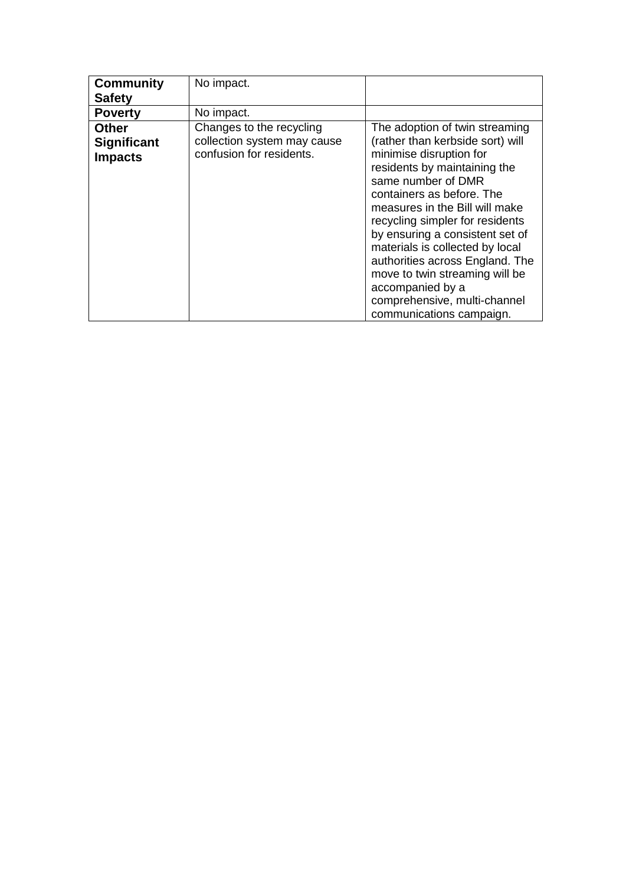| | | |
|---|---|---|
| **Community Safety** | No impact. | |
| **Poverty** | No impact. | |
| **Other Significant Impacts** | Changes to the recycling collection system may cause confusion for residents. | The adoption of twin streaming (rather than kerbside sort) will minimise disruption for residents by maintaining the same number of DMR containers as before. The measures in the Bill will make recycling simpler for residents by ensuring a consistent set of materials is collected by local authorities across England. The move to twin streaming will be accompanied by a comprehensive, multi-channel communications campaign. |